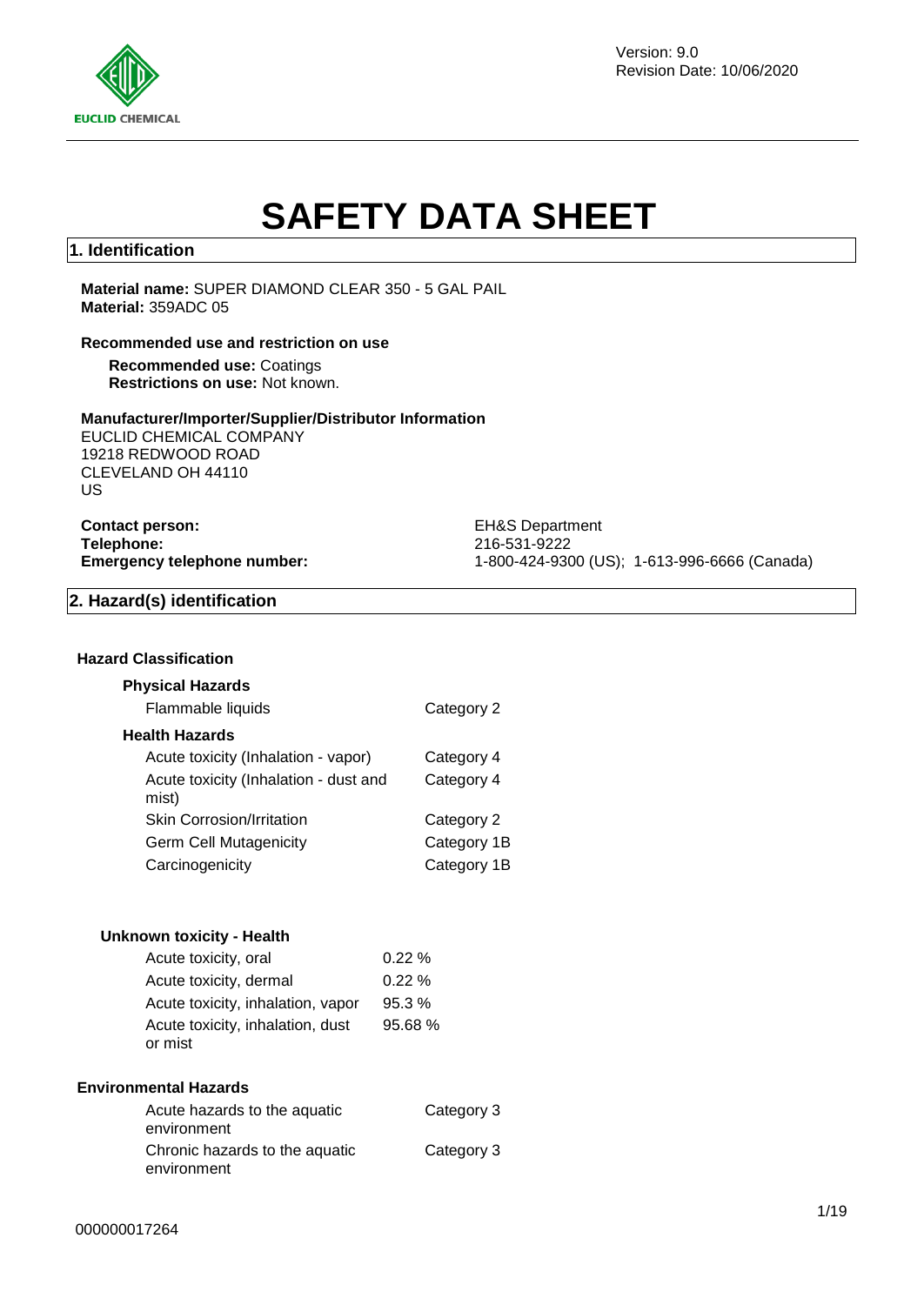# SAFETY DATA SHEET

## 1. Identification

**Material name:** SUPER DIAMOND CLEAR 350 - 5 GAL PAIL
**Material:** 359ADC 05

**Recommended use and restriction on use**

**Recommended use:** Coatings
**Restrictions on use:** Not known.

**Manufacturer/Importer/Supplier/Distributor Information**
EUCLID CHEMICAL COMPANY
19218 REDWOOD ROAD
CLEVELAND OH 44110
US

**Contact person:** EH&S Department
**Telephone:** 216-531-9222
**Emergency telephone number:** 1-800-424-9300 (US); 1-613-996-6666 (Canada)

## 2. Hazard(s) identification

**Hazard Classification**

**Physical Hazards**

| | |
|---|---|
| Flammable liquids | Category 2 |

**Health Hazards**

| | |
|---|---|
| Acute toxicity (Inhalation - vapor) | Category 4 |
| Acute toxicity (Inhalation - dust and mist) | Category 4 |
| Skin Corrosion/Irritation | Category 2 |
| Germ Cell Mutagenicity | Category 1B |
| Carcinogenicity | Category 1B |

**Unknown toxicity - Health**

| | |
|---|---|
| Acute toxicity, oral | 0.22 % |
| Acute toxicity, dermal | 0.22 % |
| Acute toxicity, inhalation, vapor | 95.3 % |
| Acute toxicity, inhalation, dust or mist | 95.68 % |

**Environmental Hazards**

| | |
|---|---|
| Acute hazards to the aquatic environment | Category 3 |
| Chronic hazards to the aquatic environment | Category 3 |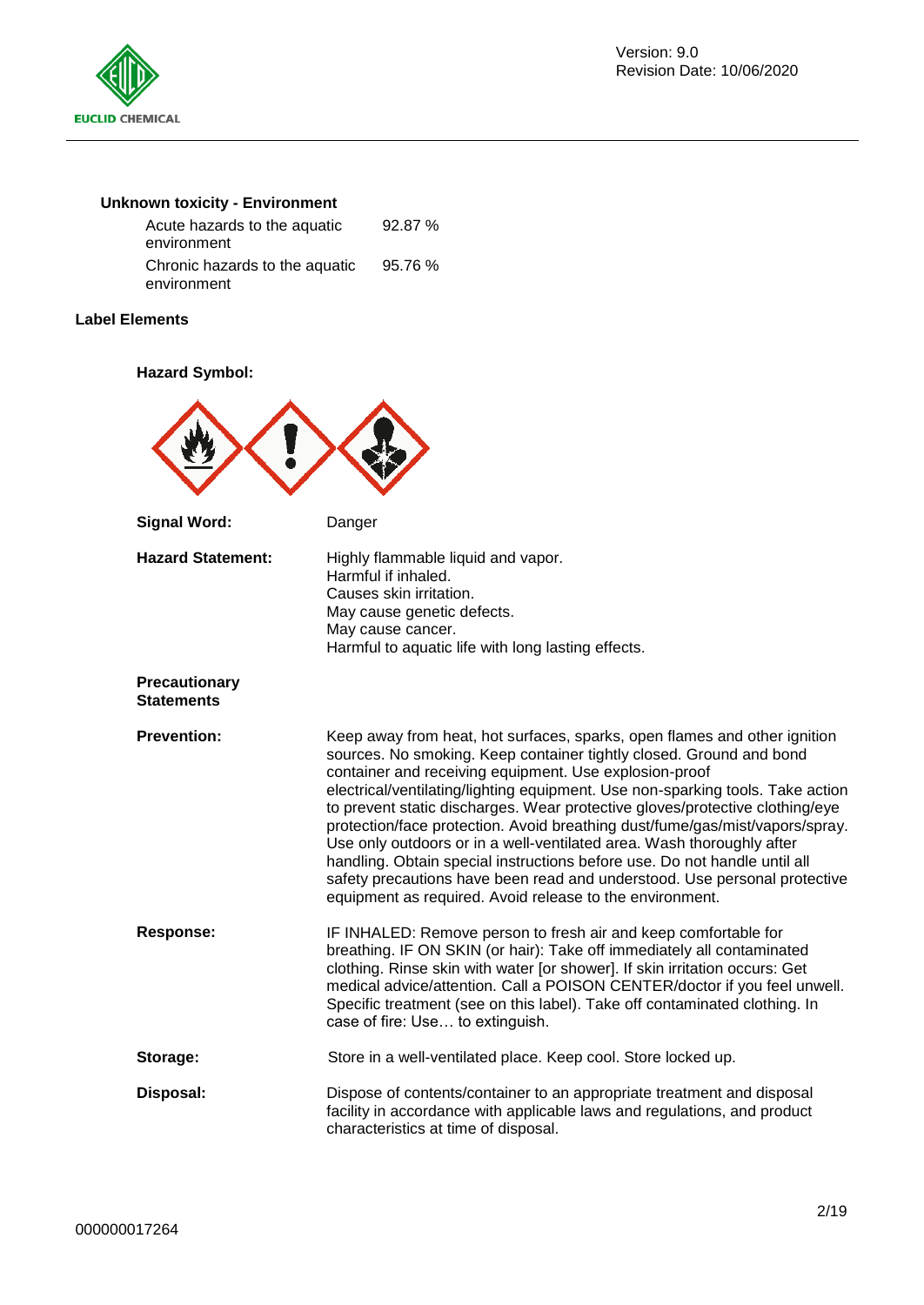### Unknown toxicity - Environment

| | |
|---|---|
| Acute hazards to the aquatic environment | 92.87 % |
| Chronic hazards to the aquatic environment | 95.76 % |

## Label Elements

**Hazard Symbol:**

**Signal Word:** Danger

**Hazard Statement:**
Highly flammable liquid and vapor.
Harmful if inhaled.
Causes skin irritation.
May cause genetic defects.
May cause cancer.
Harmful to aquatic life with long lasting effects.

**Precautionary Statements**

**Prevention:** Keep away from heat, hot surfaces, sparks, open flames and other ignition sources. No smoking. Keep container tightly closed. Ground and bond container and receiving equipment. Use explosion-proof electrical/ventilating/lighting equipment. Use non-sparking tools. Take action to prevent static discharges. Wear protective gloves/protective clothing/eye protection/face protection. Avoid breathing dust/fume/gas/mist/vapors/spray. Use only outdoors or in a well-ventilated area. Wash thoroughly after handling. Obtain special instructions before use. Do not handle until all safety precautions have been read and understood. Use personal protective equipment as required. Avoid release to the environment.

**Response:** IF INHALED: Remove person to fresh air and keep comfortable for breathing. IF ON SKIN (or hair): Take off immediately all contaminated clothing. Rinse skin with water [or shower]. If skin irritation occurs: Get medical advice/attention. Call a POISON CENTER/doctor if you feel unwell. Specific treatment (see on this label). Take off contaminated clothing. In case of fire: Use… to extinguish.

**Storage:** Store in a well-ventilated place. Keep cool. Store locked up.

**Disposal:** Dispose of contents/container to an appropriate treatment and disposal facility in accordance with applicable laws and regulations, and product characteristics at time of disposal.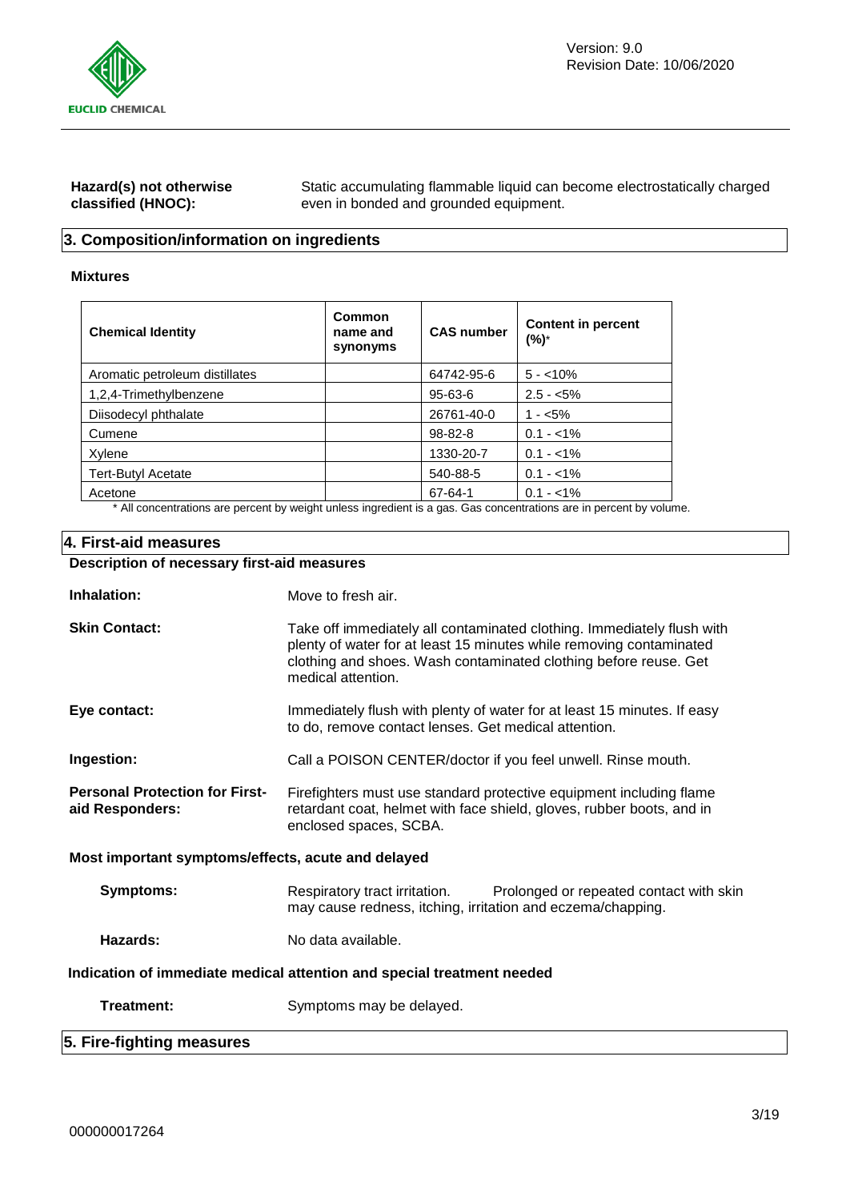**Hazard(s) not otherwise classified (HNOC):** Static accumulating flammable liquid can become electrostatically charged even in bonded and grounded equipment.

## 3. Composition/information on ingredients

**Mixtures**

| Chemical Identity | Common name and synonyms | CAS number | Content in percent (%)* |
|---|---|---|---|
| Aromatic petroleum distillates | | 64742-95-6 | 5 - <10% |
| 1,2,4-Trimethylbenzene | | 95-63-6 | 2.5 - <5% |
| Diisodecyl phthalate | | 26761-40-0 | 1 - <5% |
| Cumene | | 98-82-8 | 0.1 - <1% |
| Xylene | | 1330-20-7 | 0.1 - <1% |
| Tert-Butyl Acetate | | 540-88-5 | 0.1 - <1% |
| Acetone | | 67-64-1 | 0.1 - <1% |

* All concentrations are percent by weight unless ingredient is a gas. Gas concentrations are in percent by volume.

## 4. First-aid measures

**Description of necessary first-aid measures**

**Inhalation:** Move to fresh air.

**Skin Contact:** Take off immediately all contaminated clothing. Immediately flush with plenty of water for at least 15 minutes while removing contaminated clothing and shoes. Wash contaminated clothing before reuse. Get medical attention.

**Eye contact:** Immediately flush with plenty of water for at least 15 minutes. If easy to do, remove contact lenses. Get medical attention.

**Ingestion:** Call a POISON CENTER/doctor if you feel unwell. Rinse mouth.

**Personal Protection for First-aid Responders:** Firefighters must use standard protective equipment including flame retardant coat, helmet with face shield, gloves, rubber boots, and in enclosed spaces, SCBA.

**Most important symptoms/effects, acute and delayed**

**Symptoms:** Respiratory tract irritation. Prolonged or repeated contact with skin may cause redness, itching, irritation and eczema/chapping.

**Hazards:** No data available.

**Indication of immediate medical attention and special treatment needed**

**Treatment:** Symptoms may be delayed.

## 5. Fire-fighting measures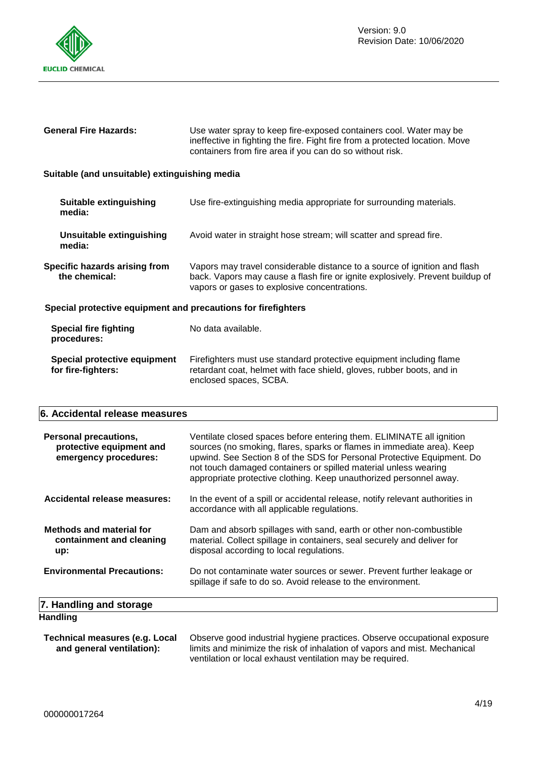**General Fire Hazards:** Use water spray to keep fire-exposed containers cool. Water may be ineffective in fighting the fire. Fight fire from a protected location. Move containers from fire area if you can do so without risk.

**Suitable (and unsuitable) extinguishing media**

**Suitable extinguishing media:** Use fire-extinguishing media appropriate for surrounding materials.

**Unsuitable extinguishing media:** Avoid water in straight hose stream; will scatter and spread fire.

**Specific hazards arising from the chemical:** Vapors may travel considerable distance to a source of ignition and flash back. Vapors may cause a flash fire or ignite explosively. Prevent buildup of vapors or gases to explosive concentrations.

**Special protective equipment and precautions for firefighters**

**Special fire fighting procedures:** No data available.

**Special protective equipment for fire-fighters:** Firefighters must use standard protective equipment including flame retardant coat, helmet with face shield, gloves, rubber boots, and in enclosed spaces, SCBA.

## 6. Accidental release measures

**Personal precautions, protective equipment and emergency procedures:** Ventilate closed spaces before entering them. ELIMINATE all ignition sources (no smoking, flares, sparks or flames in immediate area). Keep upwind. See Section 8 of the SDS for Personal Protective Equipment. Do not touch damaged containers or spilled material unless wearing appropriate protective clothing. Keep unauthorized personnel away.

**Accidental release measures:** In the event of a spill or accidental release, notify relevant authorities in accordance with all applicable regulations.

**Methods and material for containment and cleaning up:** Dam and absorb spillages with sand, earth or other non-combustible material. Collect spillage in containers, seal securely and deliver for disposal according to local regulations.

**Environmental Precautions:** Do not contaminate water sources or sewer. Prevent further leakage or spillage if safe to do so. Avoid release to the environment.

## 7. Handling and storage

**Handling**

**Technical measures (e.g. Local and general ventilation):** Observe good industrial hygiene practices. Observe occupational exposure limits and minimize the risk of inhalation of vapors and mist. Mechanical ventilation or local exhaust ventilation may be required.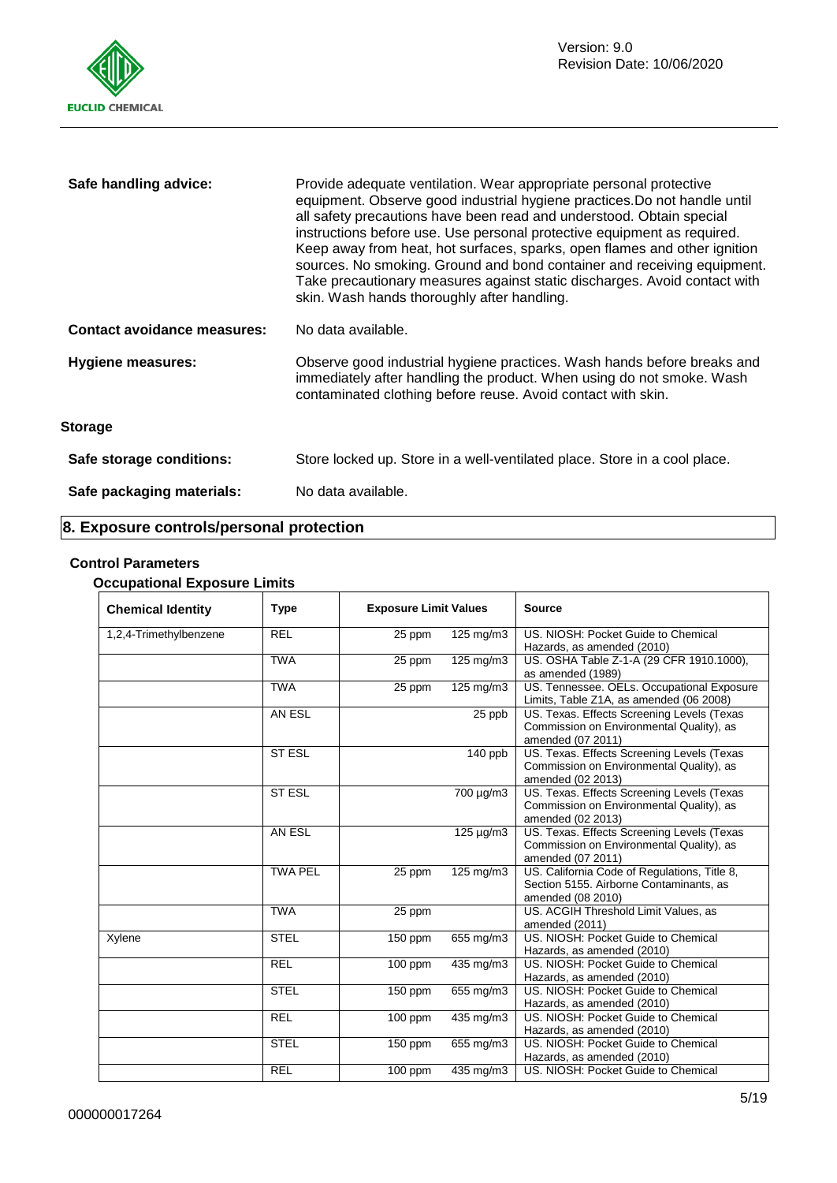| | |
|---|---|
| **Safe handling advice:** | Provide adequate ventilation. Wear appropriate personal protective equipment. Observe good industrial hygiene practices.Do not handle until all safety precautions have been read and understood. Obtain special instructions before use. Use personal protective equipment as required. Keep away from heat, hot surfaces, sparks, open flames and other ignition sources. No smoking. Ground and bond container and receiving equipment. Take precautionary measures against static discharges. Avoid contact with skin. Wash hands thoroughly after handling. |
| **Contact avoidance measures:** | No data available. |
| **Hygiene measures:** | Observe good industrial hygiene practices. Wash hands before breaks and immediately after handling the product. When using do not smoke. Wash contaminated clothing before reuse. Avoid contact with skin. |

**Storage**

| | |
|---|---|
| **Safe storage conditions:** | Store locked up. Store in a well-ventilated place. Store in a cool place. |
| **Safe packaging materials:** | No data available. |

## 8. Exposure controls/personal protection

**Control Parameters**

**Occupational Exposure Limits**

| Chemical Identity | Type | Exposure Limit Values | | Source |
|---|---|---|---|---|
| 1,2,4-Trimethylbenzene | REL | 25 ppm | 125 mg/m3 | US. NIOSH: Pocket Guide to Chemical Hazards, as amended (2010) |
| | TWA | 25 ppm | 125 mg/m3 | US. OSHA Table Z-1-A (29 CFR 1910.1000), as amended (1989) |
| | TWA | 25 ppm | 125 mg/m3 | US. Tennessee. OELs. Occupational Exposure Limits, Table Z1A, as amended (06 2008) |
| | AN ESL | | 25 ppb | US. Texas. Effects Screening Levels (Texas Commission on Environmental Quality), as amended (07 2011) |
| | ST ESL | | 140 ppb | US. Texas. Effects Screening Levels (Texas Commission on Environmental Quality), as amended (02 2013) |
| | ST ESL | | 700 µg/m3 | US. Texas. Effects Screening Levels (Texas Commission on Environmental Quality), as amended (02 2013) |
| | AN ESL | | 125 µg/m3 | US. Texas. Effects Screening Levels (Texas Commission on Environmental Quality), as amended (07 2011) |
| | TWA PEL | 25 ppm | 125 mg/m3 | US. California Code of Regulations, Title 8, Section 5155. Airborne Contaminants, as amended (08 2010) |
| | TWA | 25 ppm | | US. ACGIH Threshold Limit Values, as amended (2011) |
| Xylene | STEL | 150 ppm | 655 mg/m3 | US. NIOSH: Pocket Guide to Chemical Hazards, as amended (2010) |
| | REL | 100 ppm | 435 mg/m3 | US. NIOSH: Pocket Guide to Chemical Hazards, as amended (2010) |
| | STEL | 150 ppm | 655 mg/m3 | US. NIOSH: Pocket Guide to Chemical Hazards, as amended (2010) |
| | REL | 100 ppm | 435 mg/m3 | US. NIOSH: Pocket Guide to Chemical Hazards, as amended (2010) |
| | STEL | 150 ppm | 655 mg/m3 | US. NIOSH: Pocket Guide to Chemical Hazards, as amended (2010) |
| | REL | 100 ppm | 435 mg/m3 | US. NIOSH: Pocket Guide to Chemical |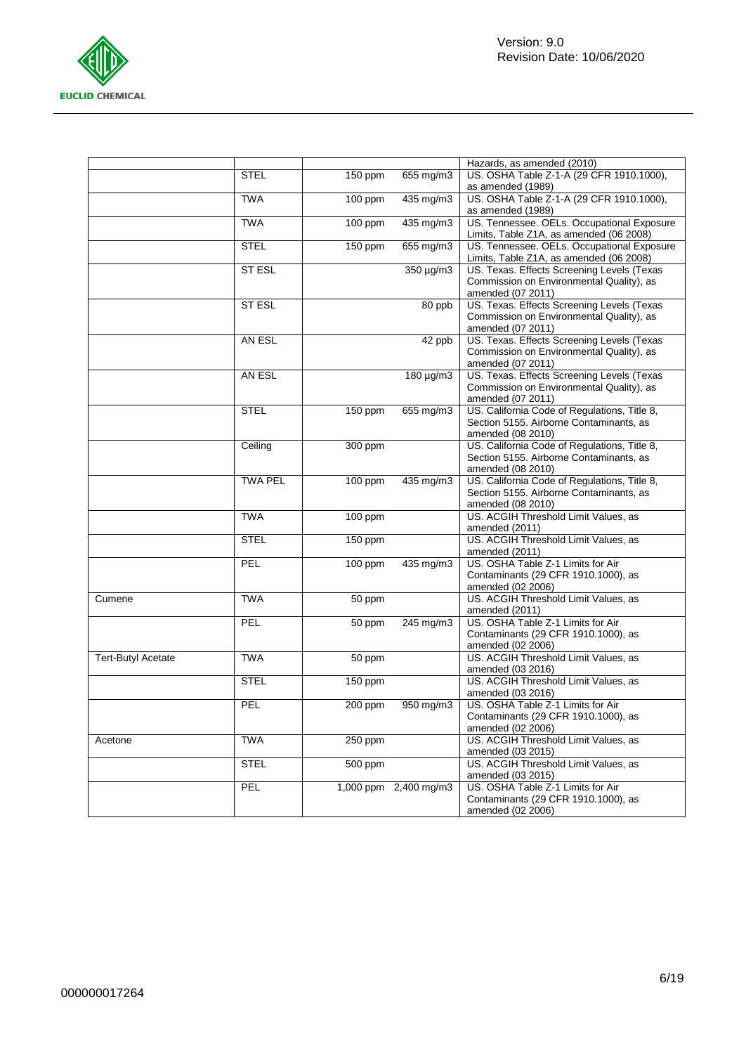| | | | | |
|---|---|---|---|---|
| | | | | Hazards, as amended (2010) |
| | STEL | 150 ppm | 655 mg/m3 | US. OSHA Table Z-1-A (29 CFR 1910.1000), as amended (1989) |
| | TWA | 100 ppm | 435 mg/m3 | US. OSHA Table Z-1-A (29 CFR 1910.1000), as amended (1989) |
| | TWA | 100 ppm | 435 mg/m3 | US. Tennessee. OELs. Occupational Exposure Limits, Table Z1A, as amended (06 2008) |
| | STEL | 150 ppm | 655 mg/m3 | US. Tennessee. OELs. Occupational Exposure Limits, Table Z1A, as amended (06 2008) |
| | ST ESL | | 350 µg/m3 | US. Texas. Effects Screening Levels (Texas Commission on Environmental Quality), as amended (07 2011) |
| | ST ESL | | 80 ppb | US. Texas. Effects Screening Levels (Texas Commission on Environmental Quality), as amended (07 2011) |
| | AN ESL | | 42 ppb | US. Texas. Effects Screening Levels (Texas Commission on Environmental Quality), as amended (07 2011) |
| | AN ESL | | 180 µg/m3 | US. Texas. Effects Screening Levels (Texas Commission on Environmental Quality), as amended (07 2011) |
| | STEL | 150 ppm | 655 mg/m3 | US. California Code of Regulations, Title 8, Section 5155. Airborne Contaminants, as amended (08 2010) |
| | Ceiling | 300 ppm | | US. California Code of Regulations, Title 8, Section 5155. Airborne Contaminants, as amended (08 2010) |
| | TWA PEL | 100 ppm | 435 mg/m3 | US. California Code of Regulations, Title 8, Section 5155. Airborne Contaminants, as amended (08 2010) |
| | TWA | 100 ppm | | US. ACGIH Threshold Limit Values, as amended (2011) |
| | STEL | 150 ppm | | US. ACGIH Threshold Limit Values, as amended (2011) |
| | PEL | 100 ppm | 435 mg/m3 | US. OSHA Table Z-1 Limits for Air Contaminants (29 CFR 1910.1000), as amended (02 2006) |
| Cumene | TWA | 50 ppm | | US. ACGIH Threshold Limit Values, as amended (2011) |
| | PEL | 50 ppm | 245 mg/m3 | US. OSHA Table Z-1 Limits for Air Contaminants (29 CFR 1910.1000), as amended (02 2006) |
| Tert-Butyl Acetate | TWA | 50 ppm | | US. ACGIH Threshold Limit Values, as amended (03 2016) |
| | STEL | 150 ppm | | US. ACGIH Threshold Limit Values, as amended (03 2016) |
| | PEL | 200 ppm | 950 mg/m3 | US. OSHA Table Z-1 Limits for Air Contaminants (29 CFR 1910.1000), as amended (02 2006) |
| Acetone | TWA | 250 ppm | | US. ACGIH Threshold Limit Values, as amended (03 2015) |
| | STEL | 500 ppm | | US. ACGIH Threshold Limit Values, as amended (03 2015) |
| | PEL | 1,000 ppm | 2,400 mg/m3 | US. OSHA Table Z-1 Limits for Air Contaminants (29 CFR 1910.1000), as amended (02 2006) |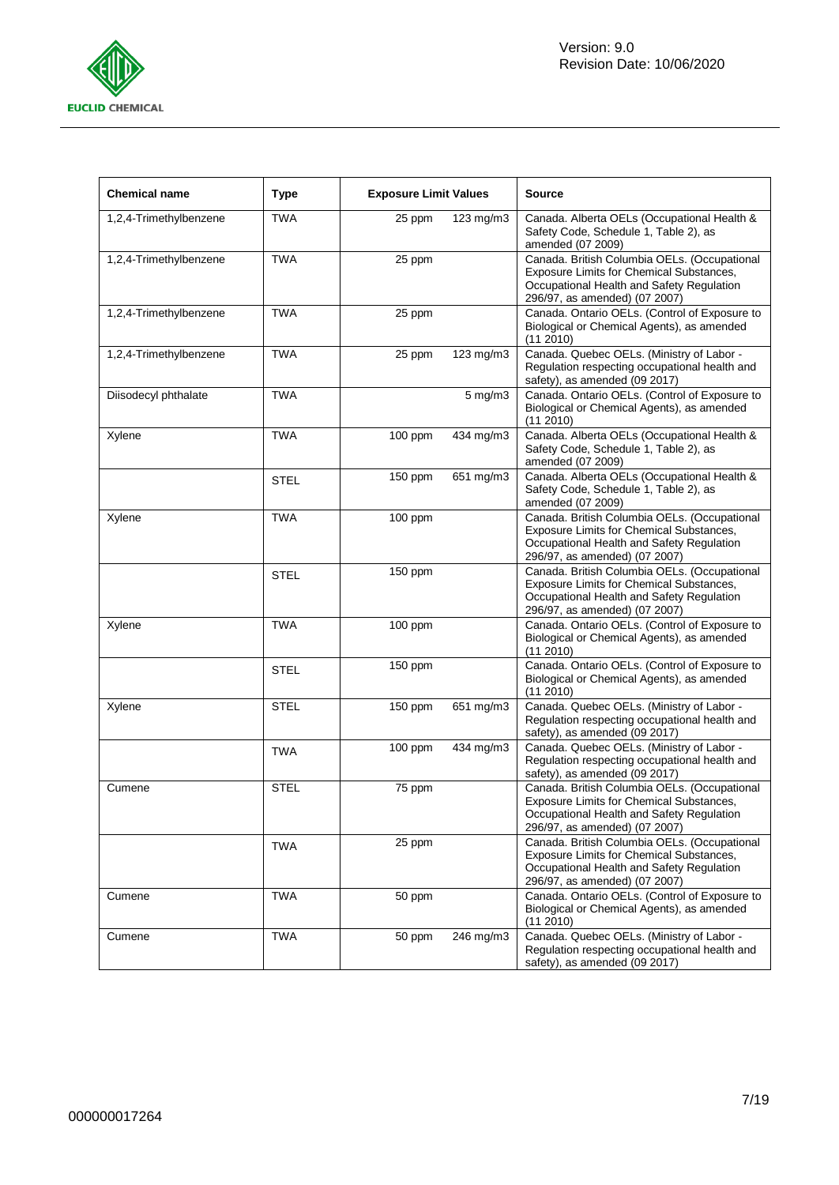| Chemical name | Type | Exposure Limit Values | | Source |
|---|---|---|---|---|
| 1,2,4-Trimethylbenzene | TWA | 25 ppm | 123 mg/m3 | Canada. Alberta OELs (Occupational Health & Safety Code, Schedule 1, Table 2), as amended (07 2009) |
| 1,2,4-Trimethylbenzene | TWA | 25 ppm | | Canada. British Columbia OELs. (Occupational Exposure Limits for Chemical Substances, Occupational Health and Safety Regulation 296/97, as amended) (07 2007) |
| 1,2,4-Trimethylbenzene | TWA | 25 ppm | | Canada. Ontario OELs. (Control of Exposure to Biological or Chemical Agents), as amended (11 2010) |
| 1,2,4-Trimethylbenzene | TWA | 25 ppm | 123 mg/m3 | Canada. Quebec OELs. (Ministry of Labor - Regulation respecting occupational health and safety), as amended (09 2017) |
| Diisodecyl phthalate | TWA | | 5 mg/m3 | Canada. Ontario OELs. (Control of Exposure to Biological or Chemical Agents), as amended (11 2010) |
| Xylene | TWA | 100 ppm | 434 mg/m3 | Canada. Alberta OELs (Occupational Health & Safety Code, Schedule 1, Table 2), as amended (07 2009) |
| | STEL | 150 ppm | 651 mg/m3 | Canada. Alberta OELs (Occupational Health & Safety Code, Schedule 1, Table 2), as amended (07 2009) |
| Xylene | TWA | 100 ppm | | Canada. British Columbia OELs. (Occupational Exposure Limits for Chemical Substances, Occupational Health and Safety Regulation 296/97, as amended) (07 2007) |
| | STEL | 150 ppm | | Canada. British Columbia OELs. (Occupational Exposure Limits for Chemical Substances, Occupational Health and Safety Regulation 296/97, as amended) (07 2007) |
| Xylene | TWA | 100 ppm | | Canada. Ontario OELs. (Control of Exposure to Biological or Chemical Agents), as amended (11 2010) |
| | STEL | 150 ppm | | Canada. Ontario OELs. (Control of Exposure to Biological or Chemical Agents), as amended (11 2010) |
| Xylene | STEL | 150 ppm | 651 mg/m3 | Canada. Quebec OELs. (Ministry of Labor - Regulation respecting occupational health and safety), as amended (09 2017) |
| | TWA | 100 ppm | 434 mg/m3 | Canada. Quebec OELs. (Ministry of Labor - Regulation respecting occupational health and safety), as amended (09 2017) |
| Cumene | STEL | 75 ppm | | Canada. British Columbia OELs. (Occupational Exposure Limits for Chemical Substances, Occupational Health and Safety Regulation 296/97, as amended) (07 2007) |
| | TWA | 25 ppm | | Canada. British Columbia OELs. (Occupational Exposure Limits for Chemical Substances, Occupational Health and Safety Regulation 296/97, as amended) (07 2007) |
| Cumene | TWA | 50 ppm | | Canada. Ontario OELs. (Control of Exposure to Biological or Chemical Agents), as amended (11 2010) |
| Cumene | TWA | 50 ppm | 246 mg/m3 | Canada. Quebec OELs. (Ministry of Labor - Regulation respecting occupational health and safety), as amended (09 2017) |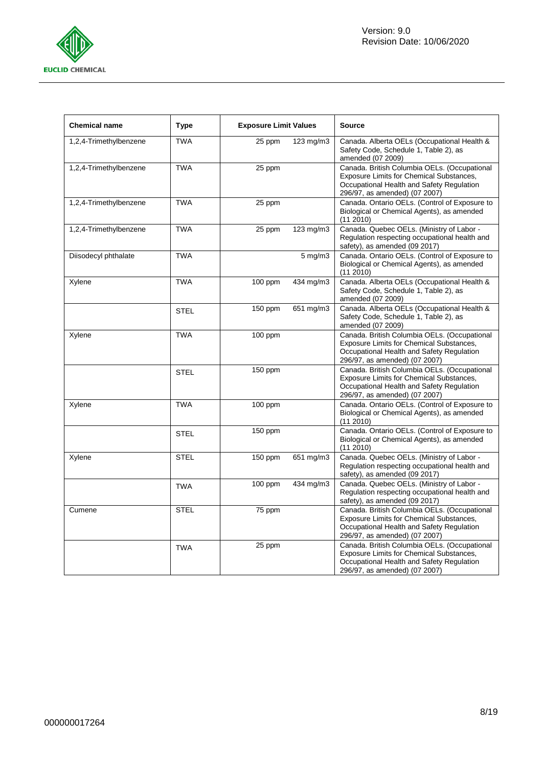| Chemical name | Type | Exposure Limit Values | | Source |
|---|---|---|---|---|
| 1,2,4-Trimethylbenzene | TWA | 25 ppm | 123 mg/m3 | Canada. Alberta OELs (Occupational Health & Safety Code, Schedule 1, Table 2), as amended (07 2009) |
| 1,2,4-Trimethylbenzene | TWA | 25 ppm | | Canada. British Columbia OELs. (Occupational Exposure Limits for Chemical Substances, Occupational Health and Safety Regulation 296/97, as amended) (07 2007) |
| 1,2,4-Trimethylbenzene | TWA | 25 ppm | | Canada. Ontario OELs. (Control of Exposure to Biological or Chemical Agents), as amended (11 2010) |
| 1,2,4-Trimethylbenzene | TWA | 25 ppm | 123 mg/m3 | Canada. Quebec OELs. (Ministry of Labor - Regulation respecting occupational health and safety), as amended (09 2017) |
| Diisodecyl phthalate | TWA | | 5 mg/m3 | Canada. Ontario OELs. (Control of Exposure to Biological or Chemical Agents), as amended (11 2010) |
| Xylene | TWA | 100 ppm | 434 mg/m3 | Canada. Alberta OELs (Occupational Health & Safety Code, Schedule 1, Table 2), as amended (07 2009) |
| | STEL | 150 ppm | 651 mg/m3 | Canada. Alberta OELs (Occupational Health & Safety Code, Schedule 1, Table 2), as amended (07 2009) |
| Xylene | TWA | 100 ppm | | Canada. British Columbia OELs. (Occupational Exposure Limits for Chemical Substances, Occupational Health and Safety Regulation 296/97, as amended) (07 2007) |
| | STEL | 150 ppm | | Canada. British Columbia OELs. (Occupational Exposure Limits for Chemical Substances, Occupational Health and Safety Regulation 296/97, as amended) (07 2007) |
| Xylene | TWA | 100 ppm | | Canada. Ontario OELs. (Control of Exposure to Biological or Chemical Agents), as amended (11 2010) |
| | STEL | 150 ppm | | Canada. Ontario OELs. (Control of Exposure to Biological or Chemical Agents), as amended (11 2010) |
| Xylene | STEL | 150 ppm | 651 mg/m3 | Canada. Quebec OELs. (Ministry of Labor - Regulation respecting occupational health and safety), as amended (09 2017) |
| | TWA | 100 ppm | 434 mg/m3 | Canada. Quebec OELs. (Ministry of Labor - Regulation respecting occupational health and safety), as amended (09 2017) |
| Cumene | STEL | 75 ppm | | Canada. British Columbia OELs. (Occupational Exposure Limits for Chemical Substances, Occupational Health and Safety Regulation 296/97, as amended) (07 2007) |
| | TWA | 25 ppm | | Canada. British Columbia OELs. (Occupational Exposure Limits for Chemical Substances, Occupational Health and Safety Regulation 296/97, as amended) (07 2007) |

000000017264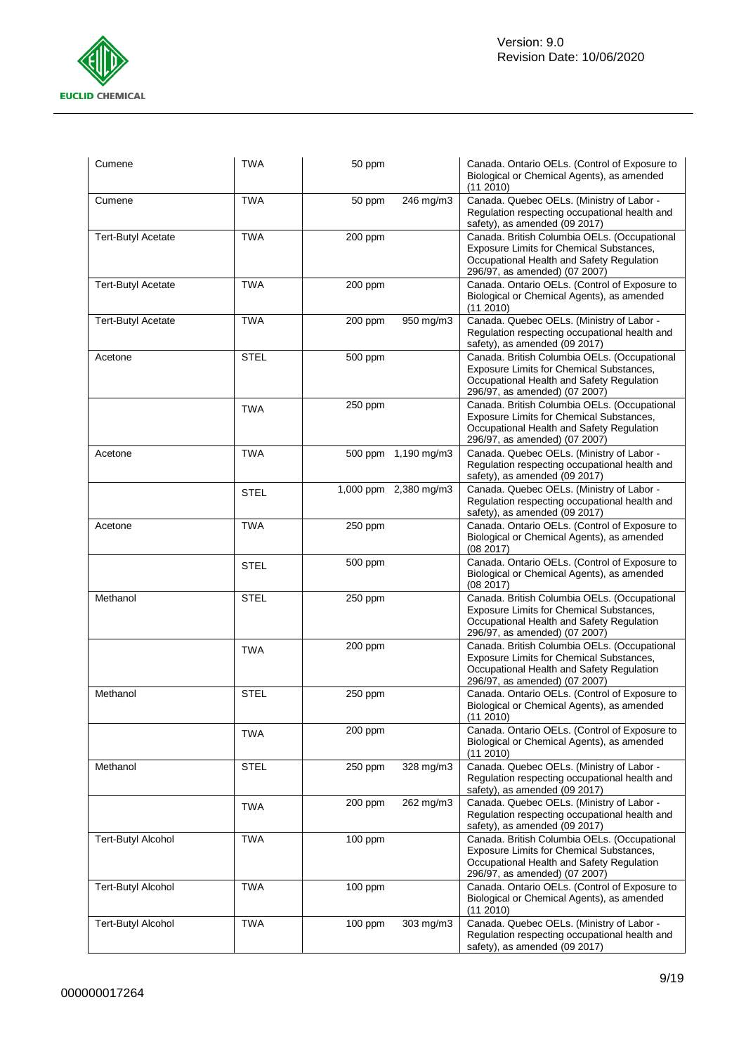| | | | | |
|---|---|---|---|---|
| Cumene | TWA | 50 ppm | | Canada. Ontario OELs. (Control of Exposure to Biological or Chemical Agents), as amended (11 2010) |
| Cumene | TWA | 50 ppm | 246 mg/m3 | Canada. Quebec OELs. (Ministry of Labor - Regulation respecting occupational health and safety), as amended (09 2017) |
| Tert-Butyl Acetate | TWA | 200 ppm | | Canada. British Columbia OELs. (Occupational Exposure Limits for Chemical Substances, Occupational Health and Safety Regulation 296/97, as amended) (07 2007) |
| Tert-Butyl Acetate | TWA | 200 ppm | | Canada. Ontario OELs. (Control of Exposure to Biological or Chemical Agents), as amended (11 2010) |
| Tert-Butyl Acetate | TWA | 200 ppm | 950 mg/m3 | Canada. Quebec OELs. (Ministry of Labor - Regulation respecting occupational health and safety), as amended (09 2017) |
| Acetone | STEL | 500 ppm | | Canada. British Columbia OELs. (Occupational Exposure Limits for Chemical Substances, Occupational Health and Safety Regulation 296/97, as amended) (07 2007) |
| | TWA | 250 ppm | | Canada. British Columbia OELs. (Occupational Exposure Limits for Chemical Substances, Occupational Health and Safety Regulation 296/97, as amended) (07 2007) |
| Acetone | TWA | 500 ppm | 1,190 mg/m3 | Canada. Quebec OELs. (Ministry of Labor - Regulation respecting occupational health and safety), as amended (09 2017) |
| | STEL | 1,000 ppm | 2,380 mg/m3 | Canada. Quebec OELs. (Ministry of Labor - Regulation respecting occupational health and safety), as amended (09 2017) |
| Acetone | TWA | 250 ppm | | Canada. Ontario OELs. (Control of Exposure to Biological or Chemical Agents), as amended (08 2017) |
| | STEL | 500 ppm | | Canada. Ontario OELs. (Control of Exposure to Biological or Chemical Agents), as amended (08 2017) |
| Methanol | STEL | 250 ppm | | Canada. British Columbia OELs. (Occupational Exposure Limits for Chemical Substances, Occupational Health and Safety Regulation 296/97, as amended) (07 2007) |
| | TWA | 200 ppm | | Canada. British Columbia OELs. (Occupational Exposure Limits for Chemical Substances, Occupational Health and Safety Regulation 296/97, as amended) (07 2007) |
| Methanol | STEL | 250 ppm | | Canada. Ontario OELs. (Control of Exposure to Biological or Chemical Agents), as amended (11 2010) |
| | TWA | 200 ppm | | Canada. Ontario OELs. (Control of Exposure to Biological or Chemical Agents), as amended (11 2010) |
| Methanol | STEL | 250 ppm | 328 mg/m3 | Canada. Quebec OELs. (Ministry of Labor - Regulation respecting occupational health and safety), as amended (09 2017) |
| | TWA | 200 ppm | 262 mg/m3 | Canada. Quebec OELs. (Ministry of Labor - Regulation respecting occupational health and safety), as amended (09 2017) |
| Tert-Butyl Alcohol | TWA | 100 ppm | | Canada. British Columbia OELs. (Occupational Exposure Limits for Chemical Substances, Occupational Health and Safety Regulation 296/97, as amended) (07 2007) |
| Tert-Butyl Alcohol | TWA | 100 ppm | | Canada. Ontario OELs. (Control of Exposure to Biological or Chemical Agents), as amended (11 2010) |
| Tert-Butyl Alcohol | TWA | 100 ppm | 303 mg/m3 | Canada. Quebec OELs. (Ministry of Labor - Regulation respecting occupational health and safety), as amended (09 2017) |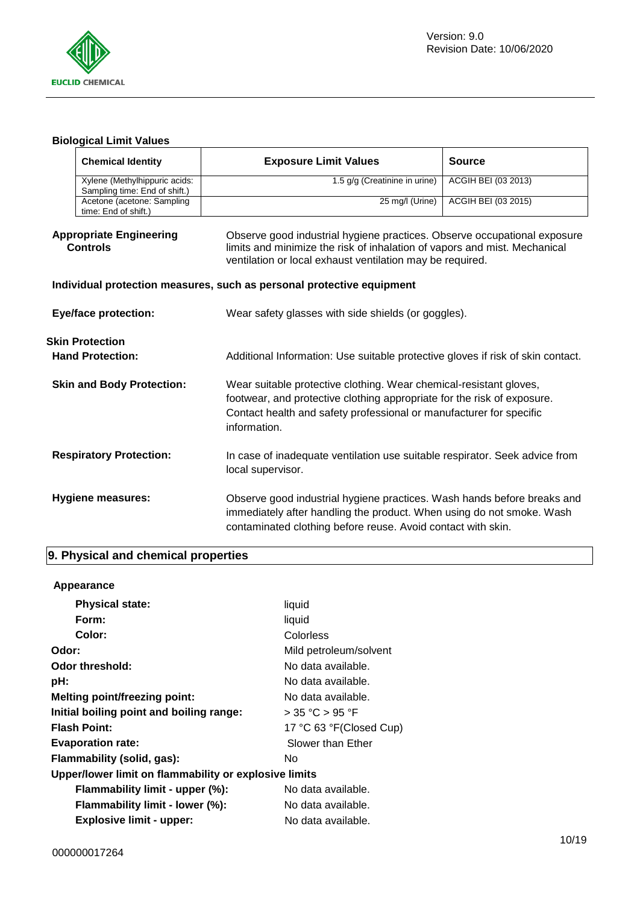**Biological Limit Values**

| Chemical Identity | Exposure Limit Values | Source |
|---|---|---|
| Xylene (Methylhippuric acids: Sampling time: End of shift.) | 1.5 g/g (Creatinine in urine) | ACGIH BEI (03 2013) |
| Acetone (acetone: Sampling time: End of shift.) | 25 mg/l (Urine) | ACGIH BEI (03 2015) |

**Appropriate Engineering Controls**: Observe good industrial hygiene practices. Observe occupational exposure limits and minimize the risk of inhalation of vapors and mist. Mechanical ventilation or local exhaust ventilation may be required.

**Individual protection measures, such as personal protective equipment**

**Eye/face protection:** Wear safety glasses with side shields (or goggles).

**Skin Protection**

**Hand Protection:** Additional Information: Use suitable protective gloves if risk of skin contact.

**Skin and Body Protection:** Wear suitable protective clothing. Wear chemical-resistant gloves, footwear, and protective clothing appropriate for the risk of exposure. Contact health and safety professional or manufacturer for specific information.

**Respiratory Protection:** In case of inadequate ventilation use suitable respirator. Seek advice from local supervisor.

**Hygiene measures:** Observe good industrial hygiene practices. Wash hands before breaks and immediately after handling the product. When using do not smoke. Wash contaminated clothing before reuse. Avoid contact with skin.

## 9. Physical and chemical properties

**Appearance**

| | |
|---|---|
| **Physical state:** | liquid |
| **Form:** | liquid |
| **Color:** | Colorless |
| **Odor:** | Mild petroleum/solvent |
| **Odor threshold:** | No data available. |
| **pH:** | No data available. |
| **Melting point/freezing point:** | No data available. |
| **Initial boiling point and boiling range:** | > 35 °C > 95 °F |
| **Flash Point:** | 17 °C 63 °F(Closed Cup) |
| **Evaporation rate:** | Slower than Ether |
| **Flammability (solid, gas):** | No |
| **Upper/lower limit on flammability or explosive limits** | |
| **Flammability limit - upper (%):** | No data available. |
| **Flammability limit - lower (%):** | No data available. |
| **Explosive limit - upper:** | No data available. |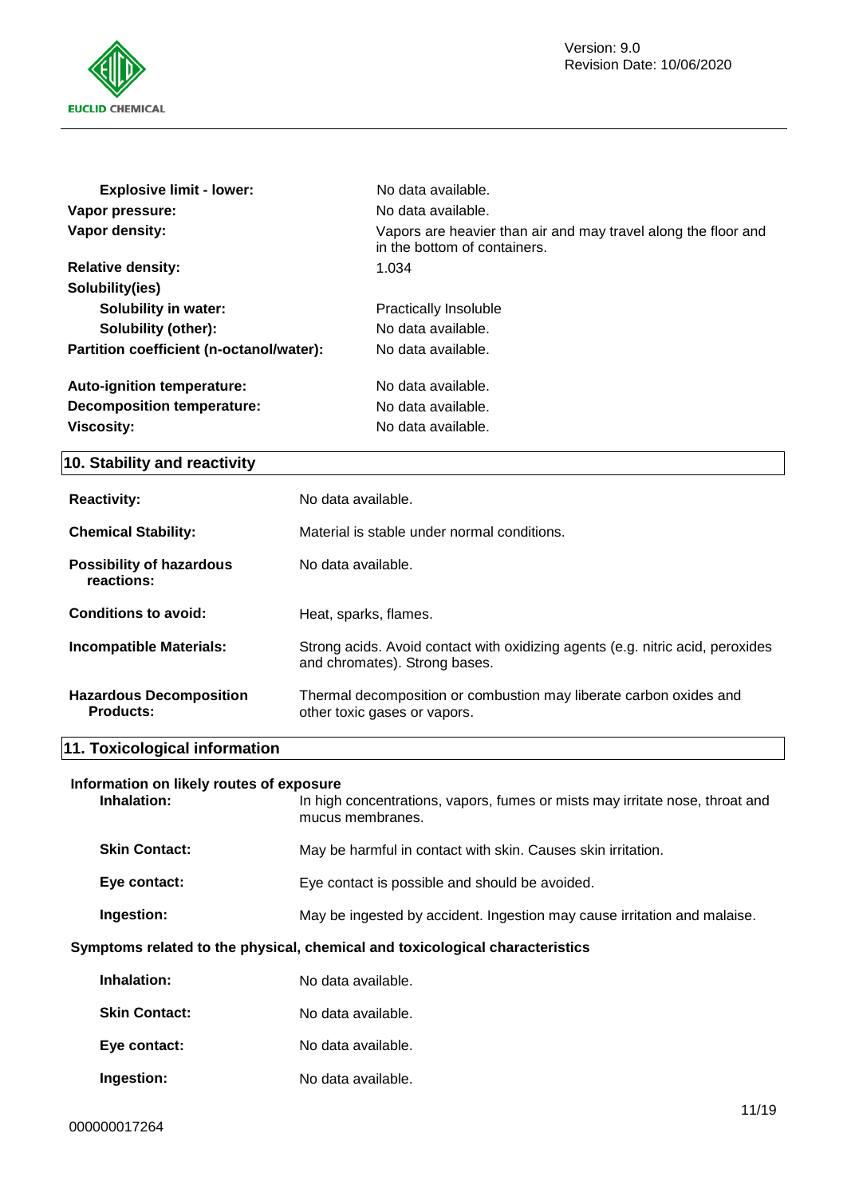| | |
|---|---|
| **Explosive limit - lower:** | No data available. |
| **Vapor pressure:** | No data available. |
| **Vapor density:** | Vapors are heavier than air and may travel along the floor and in the bottom of containers. |
| **Relative density:** | 1.034 |
| **Solubility(ies)** | |
| **Solubility in water:** | Practically Insoluble |
| **Solubility (other):** | No data available. |
| **Partition coefficient (n-octanol/water):** | No data available. |
| **Auto-ignition temperature:** | No data available. |
| **Decomposition temperature:** | No data available. |
| **Viscosity:** | No data available. |

## 10. Stability and reactivity

| | |
|---|---|
| **Reactivity:** | No data available. |
| **Chemical Stability:** | Material is stable under normal conditions. |
| **Possibility of hazardous reactions:** | No data available. |
| **Conditions to avoid:** | Heat, sparks, flames. |
| **Incompatible Materials:** | Strong acids. Avoid contact with oxidizing agents (e.g. nitric acid, peroxides and chromates). Strong bases. |
| **Hazardous Decomposition Products:** | Thermal decomposition or combustion may liberate carbon oxides and other toxic gases or vapors. |

## 11. Toxicological information

**Information on likely routes of exposure**

| | |
|---|---|
| **Inhalation:** | In high concentrations, vapors, fumes or mists may irritate nose, throat and mucus membranes. |
| **Skin Contact:** | May be harmful in contact with skin. Causes skin irritation. |
| **Eye contact:** | Eye contact is possible and should be avoided. |
| **Ingestion:** | May be ingested by accident. Ingestion may cause irritation and malaise. |

**Symptoms related to the physical, chemical and toxicological characteristics**

| | |
|---|---|
| **Inhalation:** | No data available. |
| **Skin Contact:** | No data available. |
| **Eye contact:** | No data available. |
| **Ingestion:** | No data available. |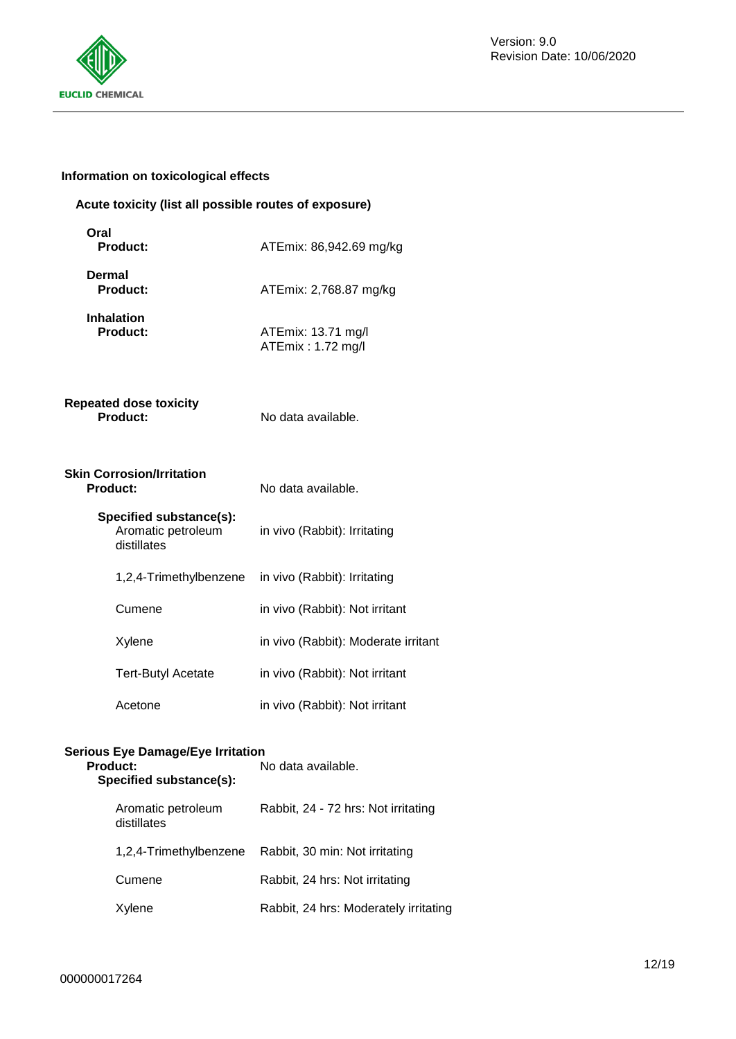### Information on toxicological effects

**Acute toxicity (list all possible routes of exposure)**

**Oral**

**Product:** ATEmix: 86,942.69 mg/kg

**Dermal**

**Product:** ATEmix: 2,768.87 mg/kg

**Inhalation**

**Product:** ATEmix: 13.71 mg/l
ATEmix : 1.72 mg/l

**Repeated dose toxicity**

**Product:** No data available.

**Skin Corrosion/Irritation**

**Product:** No data available.

**Specified substance(s):**

| | |
|---|---|
| Aromatic petroleum distillates | in vivo (Rabbit): Irritating |
| 1,2,4-Trimethylbenzene | in vivo (Rabbit): Irritating |
| Cumene | in vivo (Rabbit): Not irritant |
| Xylene | in vivo (Rabbit): Moderate irritant |
| Tert-Butyl Acetate | in vivo (Rabbit): Not irritant |
| Acetone | in vivo (Rabbit): Not irritant |

**Serious Eye Damage/Eye Irritation**

**Product:** No data available.

**Specified substance(s):**

| | |
|---|---|
| Aromatic petroleum distillates | Rabbit, 24 - 72 hrs: Not irritating |
| 1,2,4-Trimethylbenzene | Rabbit, 30 min: Not irritating |
| Cumene | Rabbit, 24 hrs: Not irritating |
| Xylene | Rabbit, 24 hrs: Moderately irritating |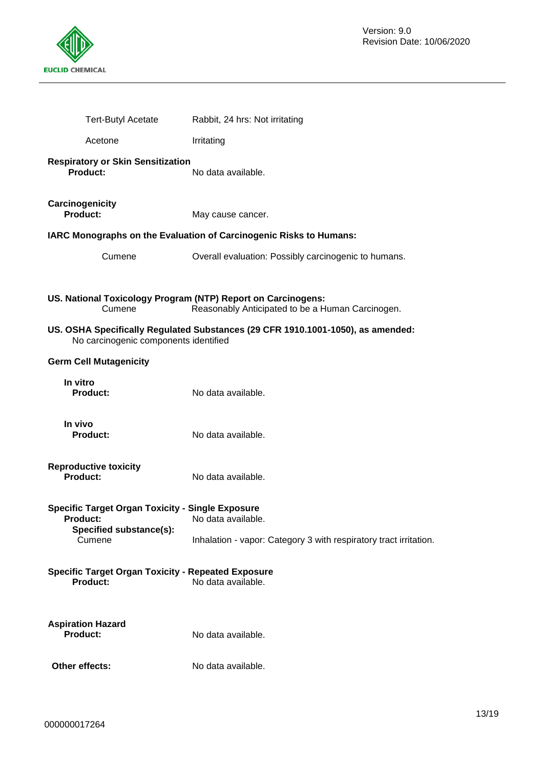| | |
|---|---|
| Tert-Butyl Acetate | Rabbit, 24 hrs: Not irritating |
| Acetone | Irritating |

**Respiratory or Skin Sensitization**

**Product:** No data available.

**Carcinogenicity**

**Product:** May cause cancer.

**IARC Monographs on the Evaluation of Carcinogenic Risks to Humans:**

| | |
|---|---|
| Cumene | Overall evaluation: Possibly carcinogenic to humans. |

**US. National Toxicology Program (NTP) Report on Carcinogens:**

| | |
|---|---|
| Cumene | Reasonably Anticipated to be a Human Carcinogen. |

**US. OSHA Specifically Regulated Substances (29 CFR 1910.1001-1050), as amended:**

No carcinogenic components identified

**Germ Cell Mutagenicity**

**In vitro**

**Product:** No data available.

**In vivo**

**Product:** No data available.

**Reproductive toxicity**

**Product:** No data available.

**Specific Target Organ Toxicity - Single Exposure**

**Product:** No data available.

**Specified substance(s):**

| | |
|---|---|
| Cumene | Inhalation - vapor: Category 3 with respiratory tract irritation. |

**Specific Target Organ Toxicity - Repeated Exposure**

**Product:** No data available.

**Aspiration Hazard**

**Product:** No data available.

**Other effects:** No data available.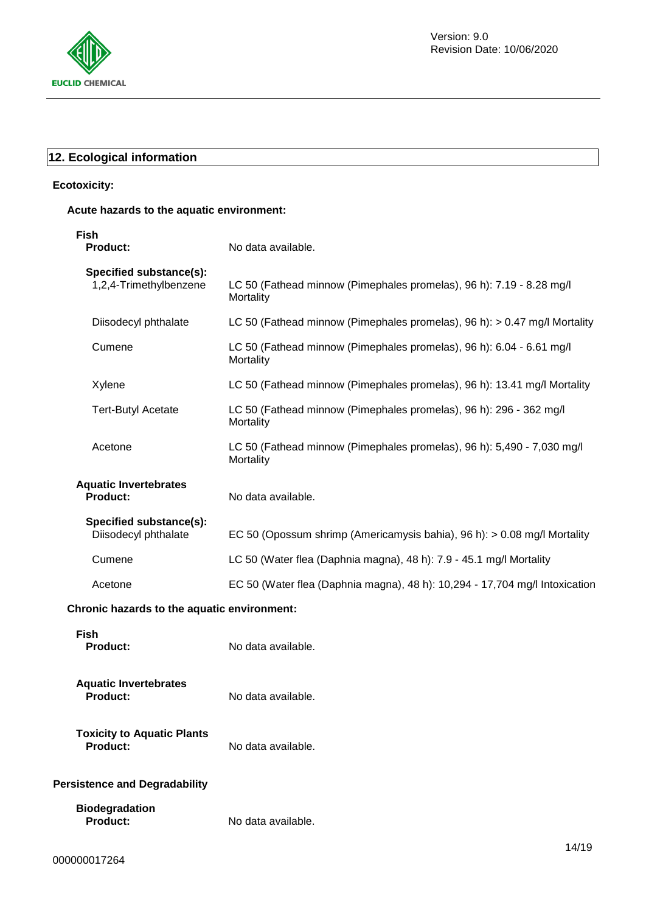## 12. Ecological information

**Ecotoxicity:**

**Acute hazards to the aquatic environment:**

**Fish**

| | |
|---|---|
| **Product:** | No data available. |
| **Specified substance(s):** | |
| 1,2,4-Trimethylbenzene | LC 50 (Fathead minnow (Pimephales promelas), 96 h): 7.19 - 8.28 mg/l Mortality |
| Diisodecyl phthalate | LC 50 (Fathead minnow (Pimephales promelas), 96 h): > 0.47 mg/l Mortality |
| Cumene | LC 50 (Fathead minnow (Pimephales promelas), 96 h): 6.04 - 6.61 mg/l Mortality |
| Xylene | LC 50 (Fathead minnow (Pimephales promelas), 96 h): 13.41 mg/l Mortality |
| Tert-Butyl Acetate | LC 50 (Fathead minnow (Pimephales promelas), 96 h): 296 - 362 mg/l Mortality |
| Acetone | LC 50 (Fathead minnow (Pimephales promelas), 96 h): 5,490 - 7,030 mg/l Mortality |

**Aquatic Invertebrates**

| | |
|---|---|
| **Product:** | No data available. |
| **Specified substance(s):** | |
| Diisodecyl phthalate | EC 50 (Opossum shrimp (Americamysis bahia), 96 h): > 0.08 mg/l Mortality |
| Cumene | LC 50 (Water flea (Daphnia magna), 48 h): 7.9 - 45.1 mg/l Mortality |
| Acetone | EC 50 (Water flea (Daphnia magna), 48 h): 10,294 - 17,704 mg/l Intoxication |

**Chronic hazards to the aquatic environment:**

**Fish**

**Product:** No data available.

**Aquatic Invertebrates**

**Product:** No data available.

**Toxicity to Aquatic Plants**

**Product:** No data available.

**Persistence and Degradability**

**Biodegradation**

**Product:** No data available.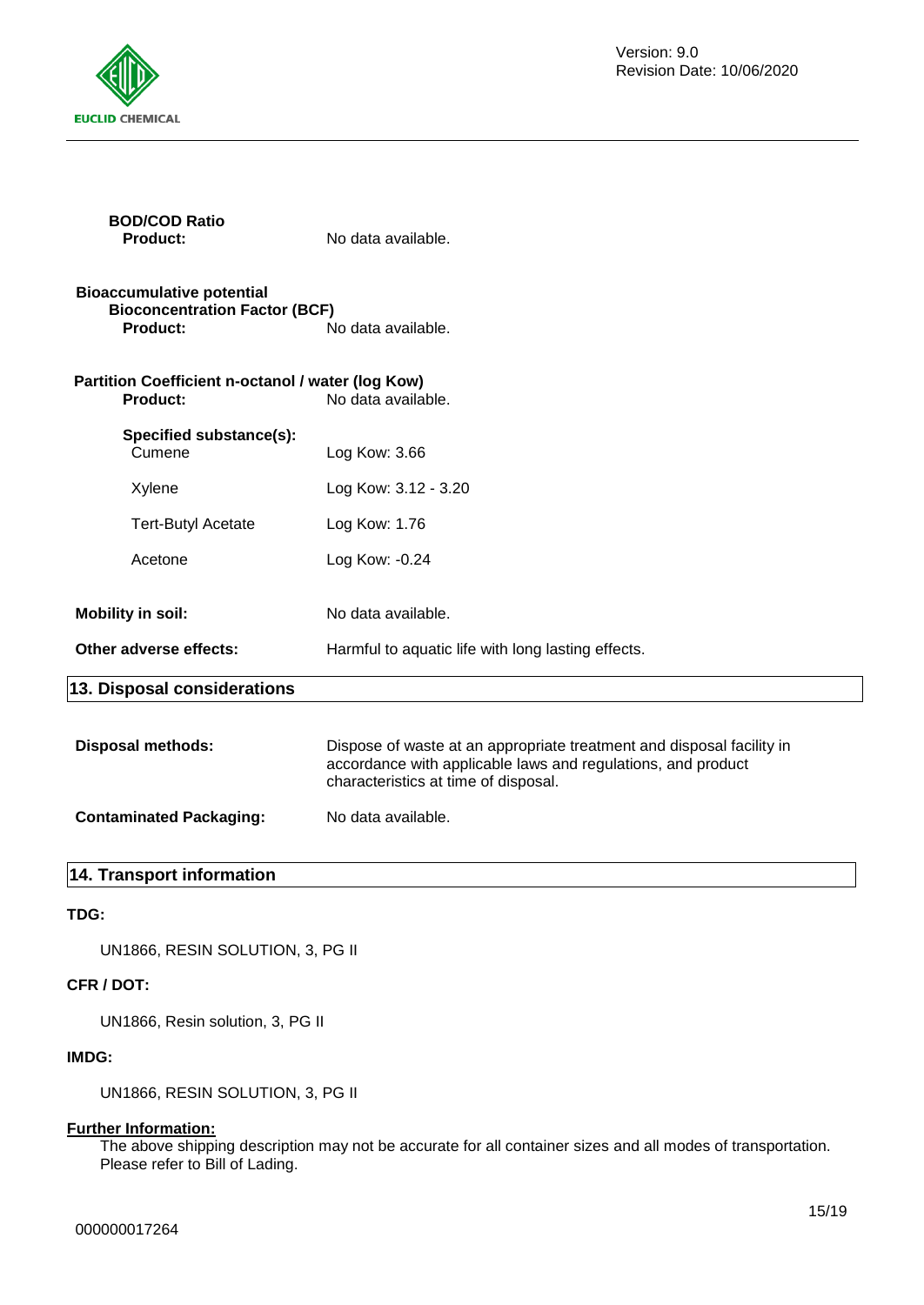**BOD/COD Ratio**

**Product:** No data available.

**Bioaccumulative potential**

**Bioconcentration Factor (BCF)**

**Product:** No data available.

**Partition Coefficient n-octanol / water (log Kow)**

**Product:** No data available.

**Specified substance(s):**

| | |
|---|---|
| Cumene | Log Kow: 3.66 |
| Xylene | Log Kow: 3.12 - 3.20 |
| Tert-Butyl Acetate | Log Kow: 1.76 |
| Acetone | Log Kow: -0.24 |

**Mobility in soil:** No data available.

**Other adverse effects:** Harmful to aquatic life with long lasting effects.

## 13. Disposal considerations

**Disposal methods:** Dispose of waste at an appropriate treatment and disposal facility in accordance with applicable laws and regulations, and product characteristics at time of disposal.

**Contaminated Packaging:** No data available.

## 14. Transport information

**TDG:**

UN1866, RESIN SOLUTION, 3, PG II

**CFR / DOT:**

UN1866, Resin solution, 3, PG II

**IMDG:**

UN1866, RESIN SOLUTION, 3, PG II

**Further Information:**

The above shipping description may not be accurate for all container sizes and all modes of transportation. Please refer to Bill of Lading.

000000017264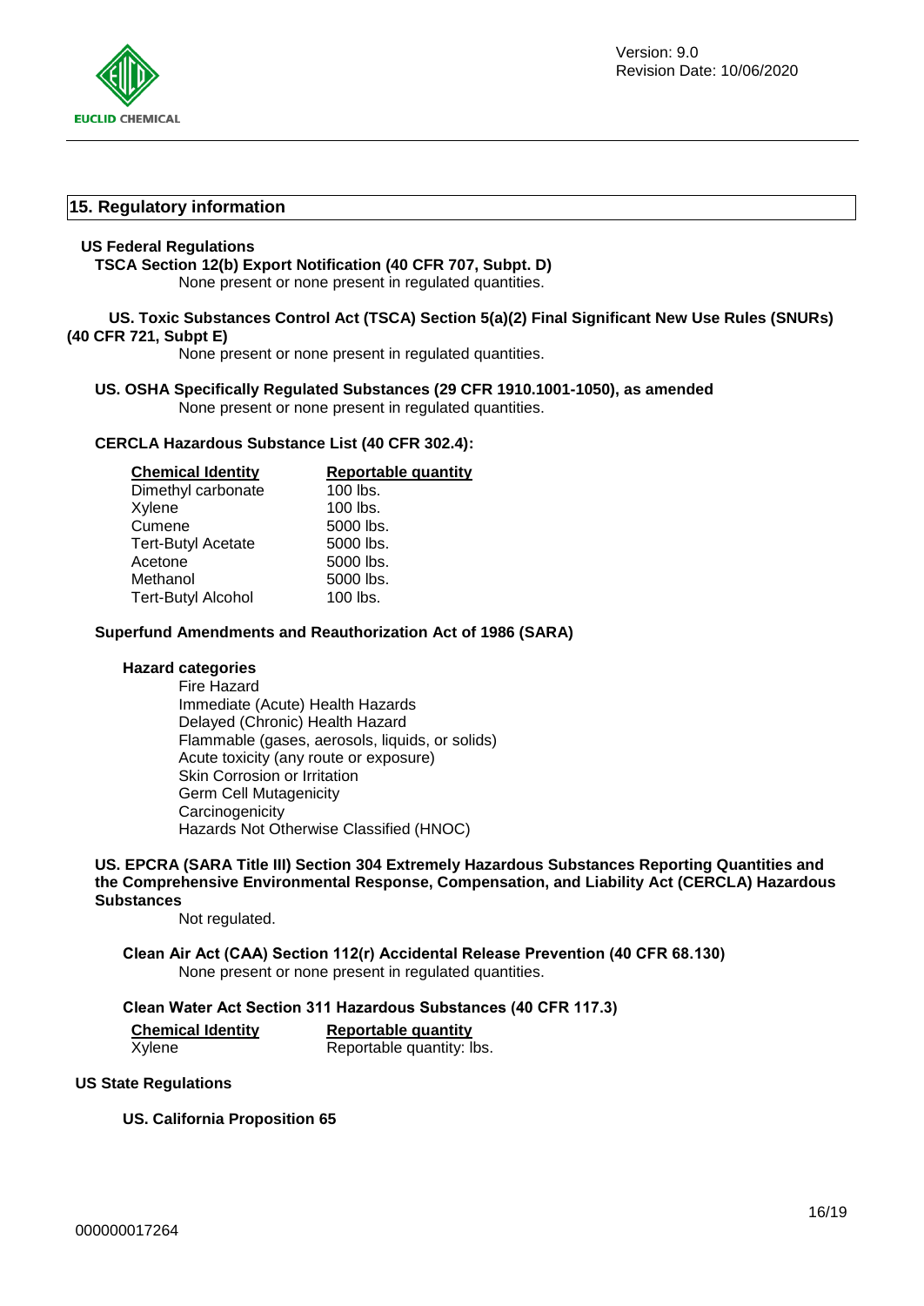## 15. Regulatory information

### US Federal Regulations

**TSCA Section 12(b) Export Notification (40 CFR 707, Subpt. D)**

None present or none present in regulated quantities.

**US. Toxic Substances Control Act (TSCA) Section 5(a)(2) Final Significant New Use Rules (SNURs) (40 CFR 721, Subpt E)**

None present or none present in regulated quantities.

**US. OSHA Specifically Regulated Substances (29 CFR 1910.1001-1050), as amended**

None present or none present in regulated quantities.

**CERCLA Hazardous Substance List (40 CFR 302.4):**

| Chemical Identity | Reportable quantity |
|---|---|
| Dimethyl carbonate | 100 lbs. |
| Xylene | 100 lbs. |
| Cumene | 5000 lbs. |
| Tert-Butyl Acetate | 5000 lbs. |
| Acetone | 5000 lbs. |
| Methanol | 5000 lbs. |
| Tert-Butyl Alcohol | 100 lbs. |

**Superfund Amendments and Reauthorization Act of 1986 (SARA)**

**Hazard categories**

Fire Hazard
Immediate (Acute) Health Hazards
Delayed (Chronic) Health Hazard
Flammable (gases, aerosols, liquids, or solids)
Acute toxicity (any route or exposure)
Skin Corrosion or Irritation
Germ Cell Mutagenicity
Carcinogenicity
Hazards Not Otherwise Classified (HNOC)

**US. EPCRA (SARA Title III) Section 304 Extremely Hazardous Substances Reporting Quantities and the Comprehensive Environmental Response, Compensation, and Liability Act (CERCLA) Hazardous Substances**

Not regulated.

**Clean Air Act (CAA) Section 112(r) Accidental Release Prevention (40 CFR 68.130)**

None present or none present in regulated quantities.

**Clean Water Act Section 311 Hazardous Substances (40 CFR 117.3)**

| Chemical Identity | Reportable quantity |
|---|---|
| Xylene | Reportable quantity: lbs. |

### US State Regulations

**US. California Proposition 65**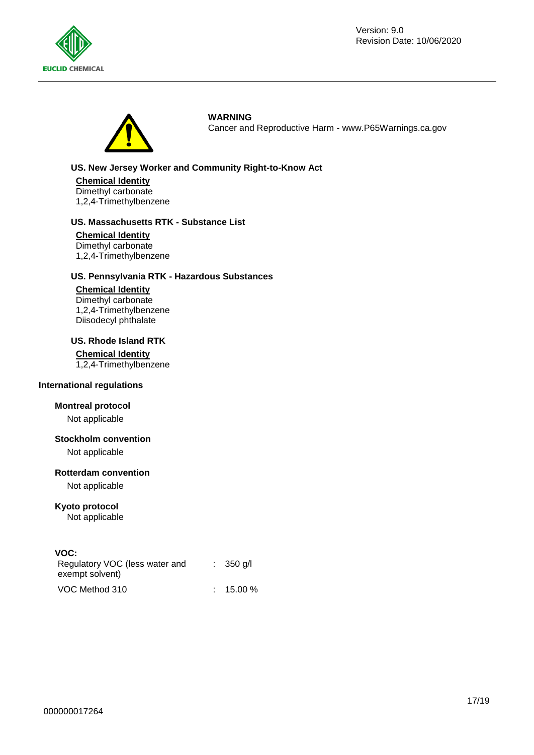**WARNING**
Cancer and Reproductive Harm - www.P65Warnings.ca.gov

**US. New Jersey Worker and Community Right-to-Know Act**

**Chemical Identity**
Dimethyl carbonate
1,2,4-Trimethylbenzene

**US. Massachusetts RTK - Substance List**

**Chemical Identity**
Dimethyl carbonate
1,2,4-Trimethylbenzene

**US. Pennsylvania RTK - Hazardous Substances**

**Chemical Identity**
Dimethyl carbonate
1,2,4-Trimethylbenzene
Diisodecyl phthalate

**US. Rhode Island RTK**

**Chemical Identity**
1,2,4-Trimethylbenzene

**International regulations**

**Montreal protocol**
Not applicable

**Stockholm convention**
Not applicable

**Rotterdam convention**
Not applicable

**Kyoto protocol**
Not applicable

**VOC:**

| | | |
|---|---|---|
| Regulatory VOC (less water and exempt solvent) | : | 350 g/l |
| VOC Method 310 | : | 15.00 % |

000000017264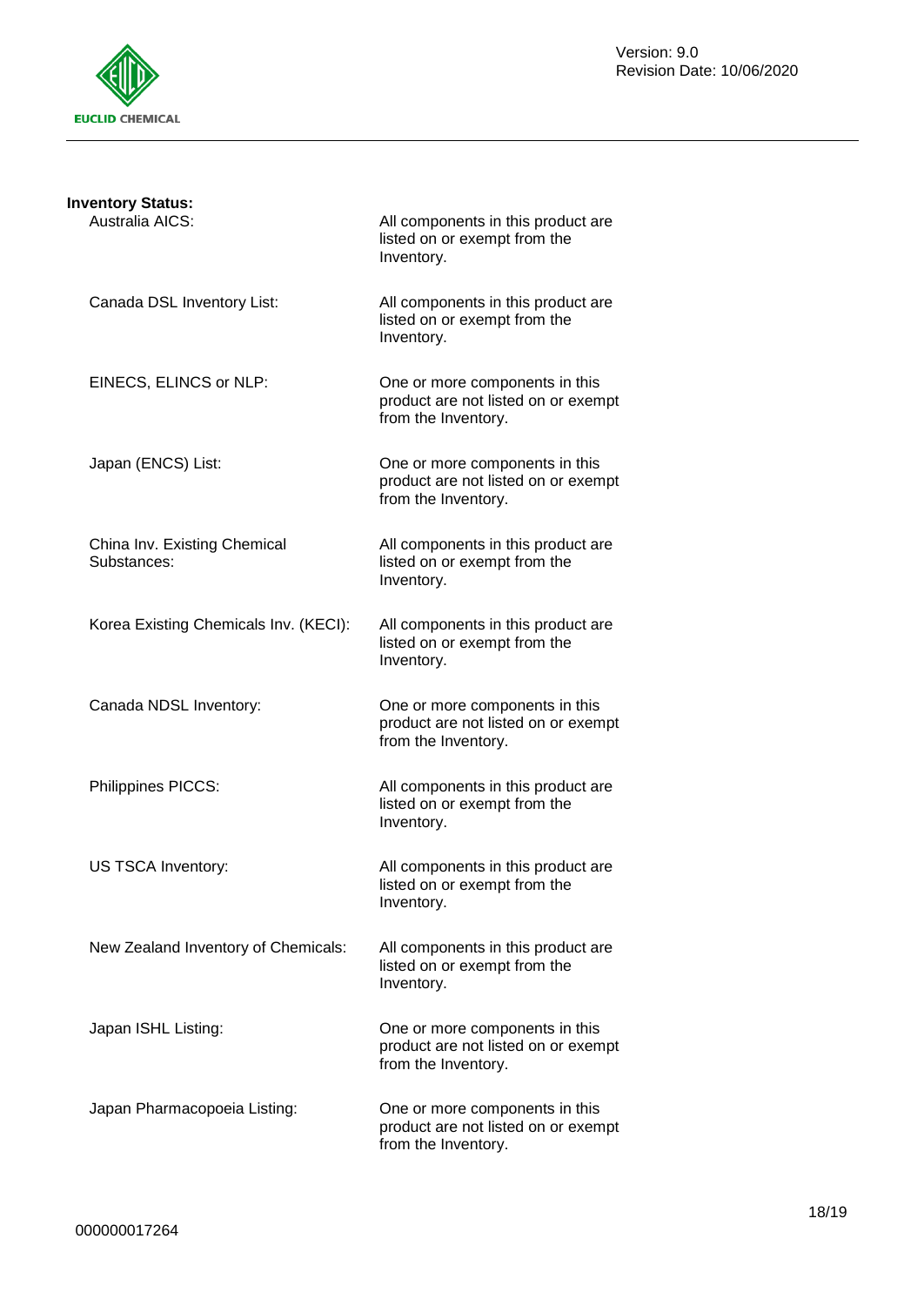**Inventory Status:**

| | |
|---|---|
| Australia AICS: | All components in this product are listed on or exempt from the Inventory. |
| Canada DSL Inventory List: | All components in this product are listed on or exempt from the Inventory. |
| EINECS, ELINCS or NLP: | One or more components in this product are not listed on or exempt from the Inventory. |
| Japan (ENCS) List: | One or more components in this product are not listed on or exempt from the Inventory. |
| China Inv. Existing Chemical Substances: | All components in this product are listed on or exempt from the Inventory. |
| Korea Existing Chemicals Inv. (KECI): | All components in this product are listed on or exempt from the Inventory. |
| Canada NDSL Inventory: | One or more components in this product are not listed on or exempt from the Inventory. |
| Philippines PICCS: | All components in this product are listed on or exempt from the Inventory. |
| US TSCA Inventory: | All components in this product are listed on or exempt from the Inventory. |
| New Zealand Inventory of Chemicals: | All components in this product are listed on or exempt from the Inventory. |
| Japan ISHL Listing: | One or more components in this product are not listed on or exempt from the Inventory. |
| Japan Pharmacopoeia Listing: | One or more components in this product are not listed on or exempt from the Inventory. |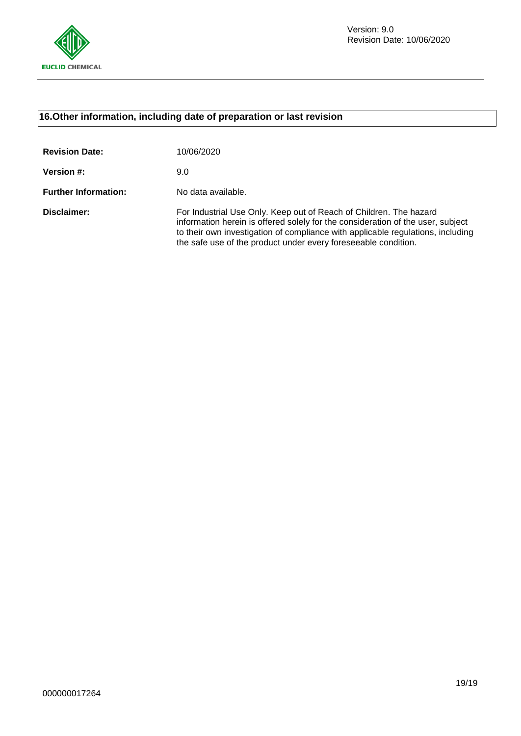## 16.Other information, including date of preparation or last revision

**Revision Date:** 10/06/2020

**Version #:** 9.0

**Further Information:** No data available.

**Disclaimer:** For Industrial Use Only. Keep out of Reach of Children. The hazard information herein is offered solely for the consideration of the user, subject to their own investigation of compliance with applicable regulations, including the safe use of the product under every foreseeable condition.